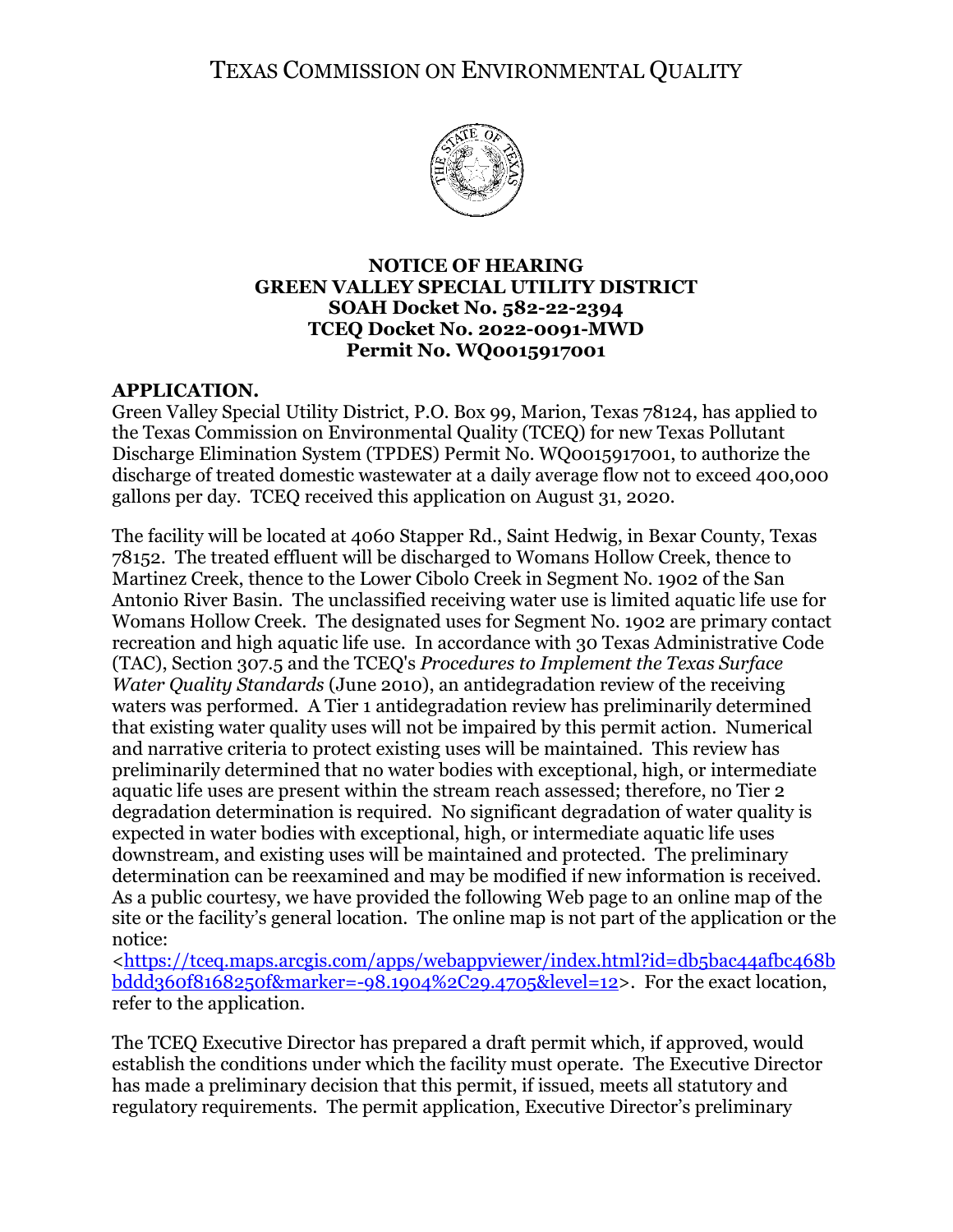# TEXAS COMMISSION ON ENVIRONMENTAL QUALITY

**NOTICE OF HEARING**
**GREEN VALLEY SPECIAL UTILITY DISTRICT**
**SOAH Docket No. 582-22-2394**
**TCEQ Docket No. 2022-0091-MWD**
**Permit No. WQ0015917001**

## APPLICATION.

Green Valley Special Utility District, P.O. Box 99, Marion, Texas 78124, has applied to the Texas Commission on Environmental Quality (TCEQ) for new Texas Pollutant Discharge Elimination System (TPDES) Permit No. WQ0015917001, to authorize the discharge of treated domestic wastewater at a daily average flow not to exceed 400,000 gallons per day. TCEQ received this application on August 31, 2020.

The facility will be located at 4060 Stapper Rd., Saint Hedwig, in Bexar County, Texas 78152. The treated effluent will be discharged to Womans Hollow Creek, thence to Martinez Creek, thence to the Lower Cibolo Creek in Segment No. 1902 of the San Antonio River Basin. The unclassified receiving water use is limited aquatic life use for Womans Hollow Creek. The designated uses for Segment No. 1902 are primary contact recreation and high aquatic life use. In accordance with 30 Texas Administrative Code (TAC), Section 307.5 and the TCEQ's *Procedures to Implement the Texas Surface Water Quality Standards* (June 2010), an antidegradation review of the receiving waters was performed. A Tier 1 antidegradation review has preliminarily determined that existing water quality uses will not be impaired by this permit action. Numerical and narrative criteria to protect existing uses will be maintained. This review has preliminarily determined that no water bodies with exceptional, high, or intermediate aquatic life uses are present within the stream reach assessed; therefore, no Tier 2 degradation determination is required. No significant degradation of water quality is expected in water bodies with exceptional, high, or intermediate aquatic life uses downstream, and existing uses will be maintained and protected. The preliminary determination can be reexamined and may be modified if new information is received. As a public courtesy, we have provided the following Web page to an online map of the site or the facility's general location. The online map is not part of the application or the notice:
<https://tceq.maps.arcgis.com/apps/webappviewer/index.html?id=db5bac44afbc468bbddd360f8168250f&marker=-98.1904%2C29.4705&level=12>. For the exact location, refer to the application.

The TCEQ Executive Director has prepared a draft permit which, if approved, would establish the conditions under which the facility must operate. The Executive Director has made a preliminary decision that this permit, if issued, meets all statutory and regulatory requirements. The permit application, Executive Director's preliminary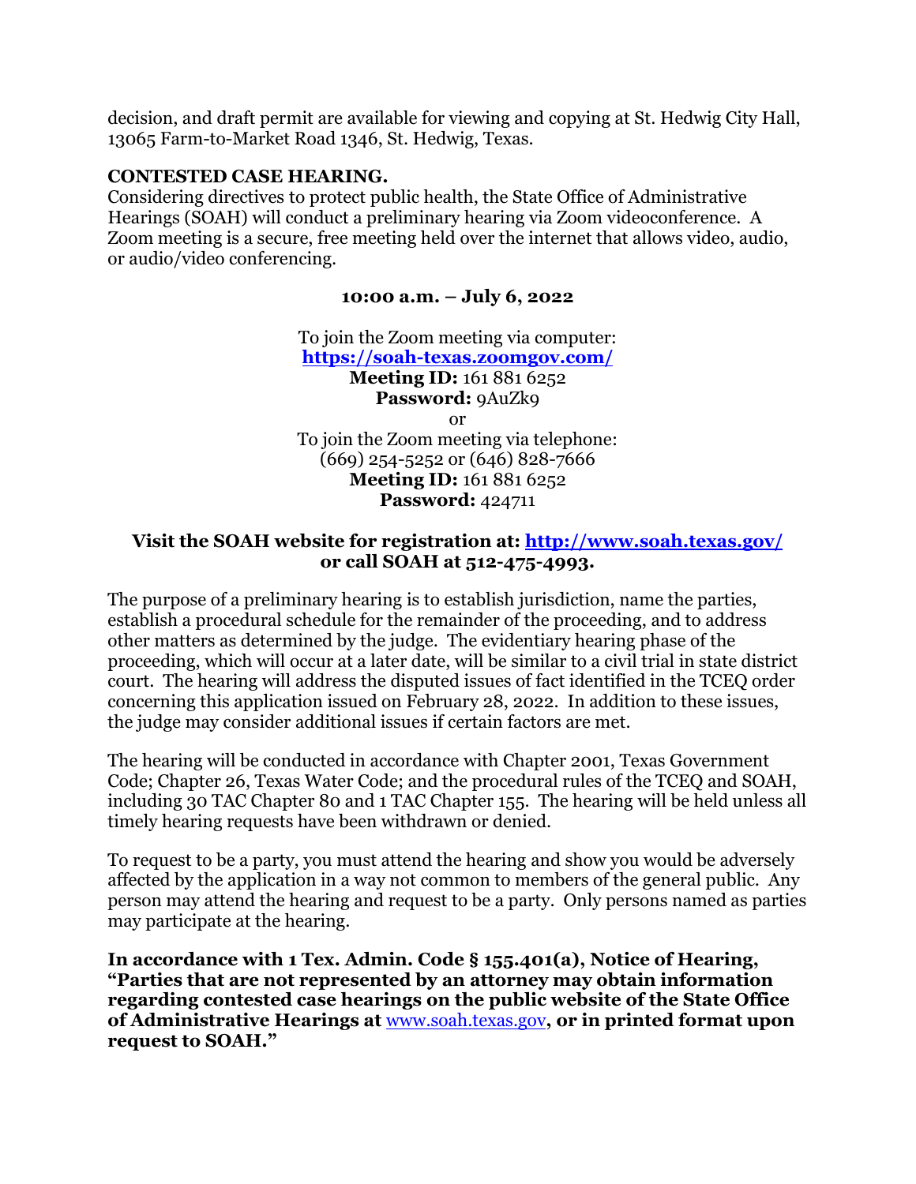decision, and draft permit are available for viewing and copying at St. Hedwig City Hall, 13065 Farm-to-Market Road 1346, St. Hedwig, Texas.

**CONTESTED CASE HEARING.**

Considering directives to protect public health, the State Office of Administrative Hearings (SOAH) will conduct a preliminary hearing via Zoom videoconference. A Zoom meeting is a secure, free meeting held over the internet that allows video, audio, or audio/video conferencing.

**10:00 a.m. – July 6, 2022**

To join the Zoom meeting via computer:
**https://soah-texas.zoomgov.com/**
**Meeting ID:** 161 881 6252
**Password:** 9AuZk9
or
To join the Zoom meeting via telephone:
(669) 254-5252 or (646) 828-7666
**Meeting ID:** 161 881 6252
**Password:** 424711

**Visit the SOAH website for registration at: http://www.soah.texas.gov/ or call SOAH at 512-475-4993.**

The purpose of a preliminary hearing is to establish jurisdiction, name the parties, establish a procedural schedule for the remainder of the proceeding, and to address other matters as determined by the judge. The evidentiary hearing phase of the proceeding, which will occur at a later date, will be similar to a civil trial in state district court. The hearing will address the disputed issues of fact identified in the TCEQ order concerning this application issued on February 28, 2022. In addition to these issues, the judge may consider additional issues if certain factors are met.

The hearing will be conducted in accordance with Chapter 2001, Texas Government Code; Chapter 26, Texas Water Code; and the procedural rules of the TCEQ and SOAH, including 30 TAC Chapter 80 and 1 TAC Chapter 155. The hearing will be held unless all timely hearing requests have been withdrawn or denied.

To request to be a party, you must attend the hearing and show you would be adversely affected by the application in a way not common to members of the general public. Any person may attend the hearing and request to be a party. Only persons named as parties may participate at the hearing.

**In accordance with 1 Tex. Admin. Code § 155.401(a), Notice of Hearing, "Parties that are not represented by an attorney may obtain information regarding contested case hearings on the public website of the State Office of Administrative Hearings at** www.soah.texas.gov**, or in printed format upon request to SOAH."**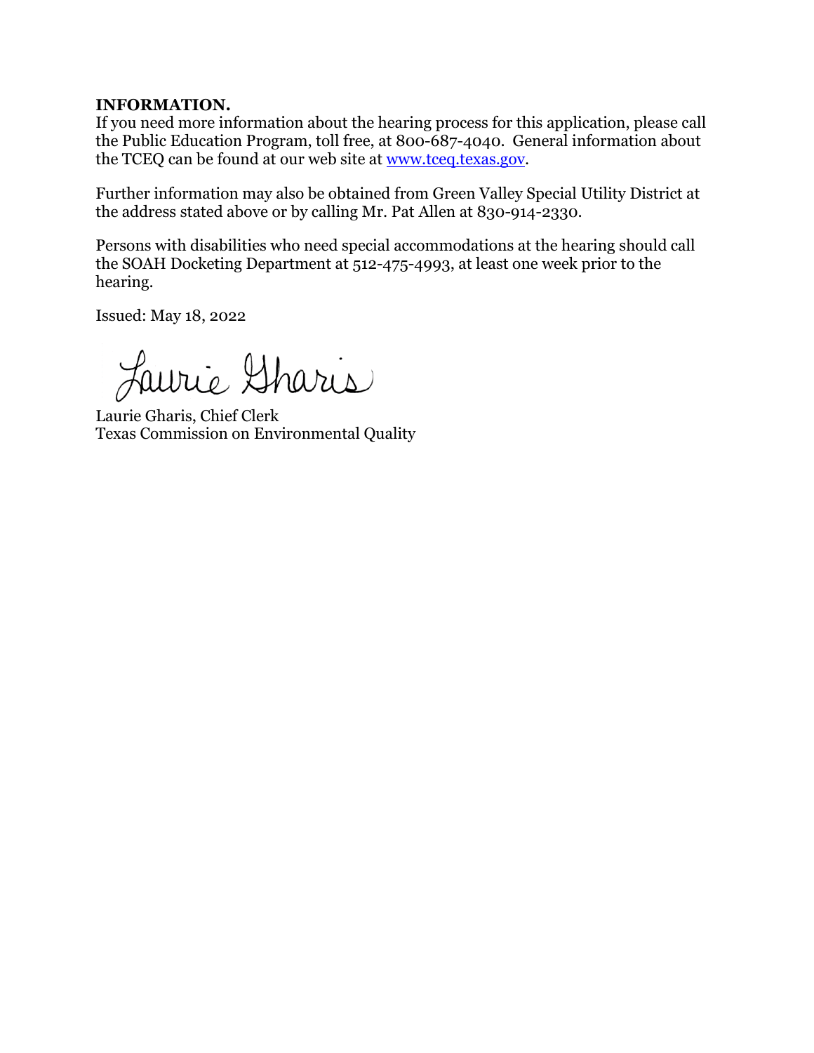**INFORMATION.**
If you need more information about the hearing process for this application, please call the Public Education Program, toll free, at 800-687-4040. General information about the TCEQ can be found at our web site at [www.tceq.texas.gov](http://www.tceq.texas.gov).

Further information may also be obtained from Green Valley Special Utility District at the address stated above or by calling Mr. Pat Allen at 830-914-2330.

Persons with disabilities who need special accommodations at the hearing should call the SOAH Docketing Department at 512-475-4993, at least one week prior to the hearing.

Issued: May 18, 2022

Laurie Gharis

Laurie Gharis, Chief Clerk
Texas Commission on Environmental Quality